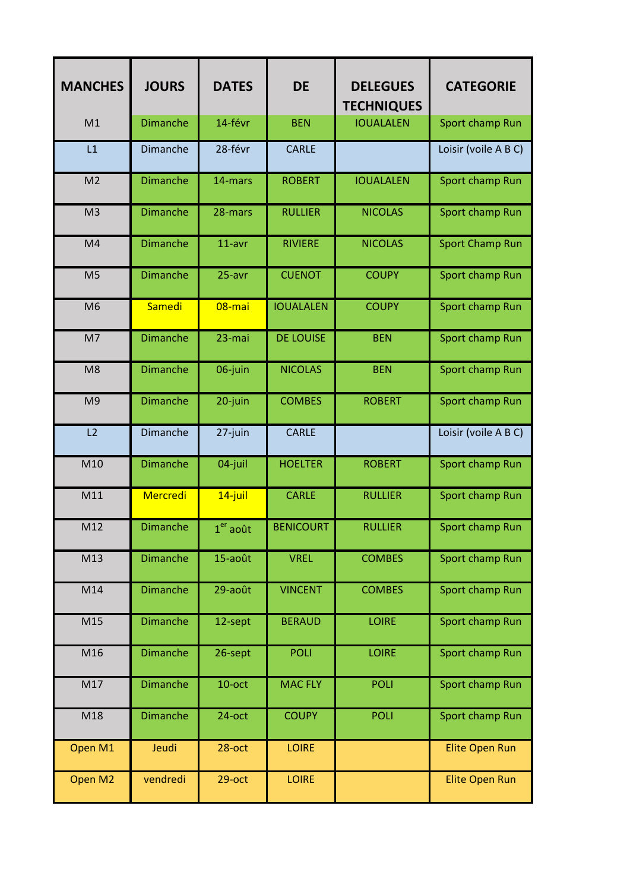| MANCHES | JOURS | DATES | DE | DELEGUES TECHNIQUES | CATEGORIE |
|---|---|---|---|---|---|
| M1 | Dimanche | 14-févr | BEN | IOUALALEN | Sport champ Run |
| L1 | Dimanche | 28-févr | CARLE | | Loisir (voile A B C) |
| M2 | Dimanche | 14-mars | ROBERT | IOUALALEN | Sport champ Run |
| M3 | Dimanche | 28-mars | RULLIER | NICOLAS | Sport champ Run |
| M4 | Dimanche | 11-avr | RIVIERE | NICOLAS | Sport Champ Run |
| M5 | Dimanche | 25-avr | CUENOT | COUPY | Sport champ Run |
| M6 | Samedi | 08-mai | IOUALALEN | COUPY | Sport champ Run |
| M7 | Dimanche | 23-mai | DE LOUISE | BEN | Sport champ Run |
| M8 | Dimanche | 06-juin | NICOLAS | BEN | Sport champ Run |
| M9 | Dimanche | 20-juin | COMBES | ROBERT | Sport champ Run |
| L2 | Dimanche | 27-juin | CARLE | | Loisir (voile A B C) |
| M10 | Dimanche | 04-juil | HOELTER | ROBERT | Sport champ Run |
| M11 | Mercredi | 14-juil | CARLE | RULLIER | Sport champ Run |
| M12 | Dimanche | 1er août | BENICOURT | RULLIER | Sport champ Run |
| M13 | Dimanche | 15-août | VREL | COMBES | Sport champ Run |
| M14 | Dimanche | 29-août | VINCENT | COMBES | Sport champ Run |
| M15 | Dimanche | 12-sept | BERAUD | LOIRE | Sport champ Run |
| M16 | Dimanche | 26-sept | POLI | LOIRE | Sport champ Run |
| M17 | Dimanche | 10-oct | MAC FLY | POLI | Sport champ Run |
| M18 | Dimanche | 24-oct | COUPY | POLI | Sport champ Run |
| Open M1 | Jeudi | 28-oct | LOIRE | | Elite Open Run |
| Open M2 | vendredi | 29-oct | LOIRE | | Elite Open Run |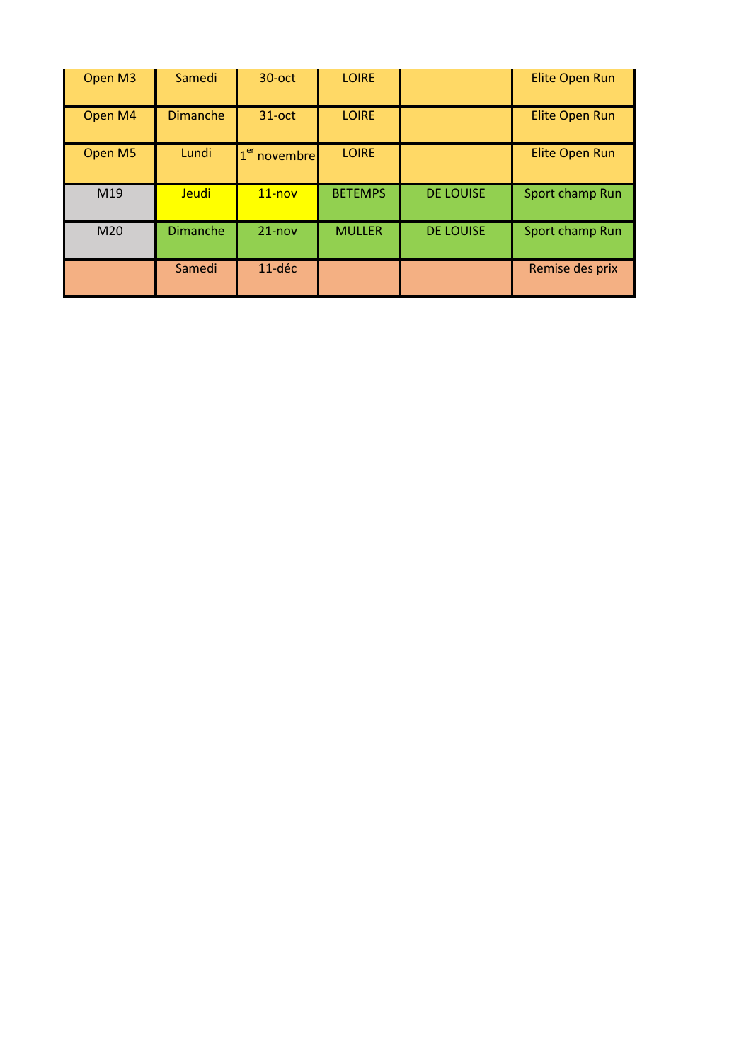| | | | | | |
|---|---|---|---|---|---|
| Open M3 | Samedi | 30-oct | LOIRE | | Elite Open Run |
| Open M4 | Dimanche | 31-oct | LOIRE | | Elite Open Run |
| Open M5 | Lundi | 1er novembre | LOIRE | | Elite Open Run |
| M19 | Jeudi | 11-nov | BETEMPS | DE LOUISE | Sport champ Run |
| M20 | Dimanche | 21-nov | MULLER | DE LOUISE | Sport champ Run |
| | Samedi | 11-déc | | | Remise des prix |